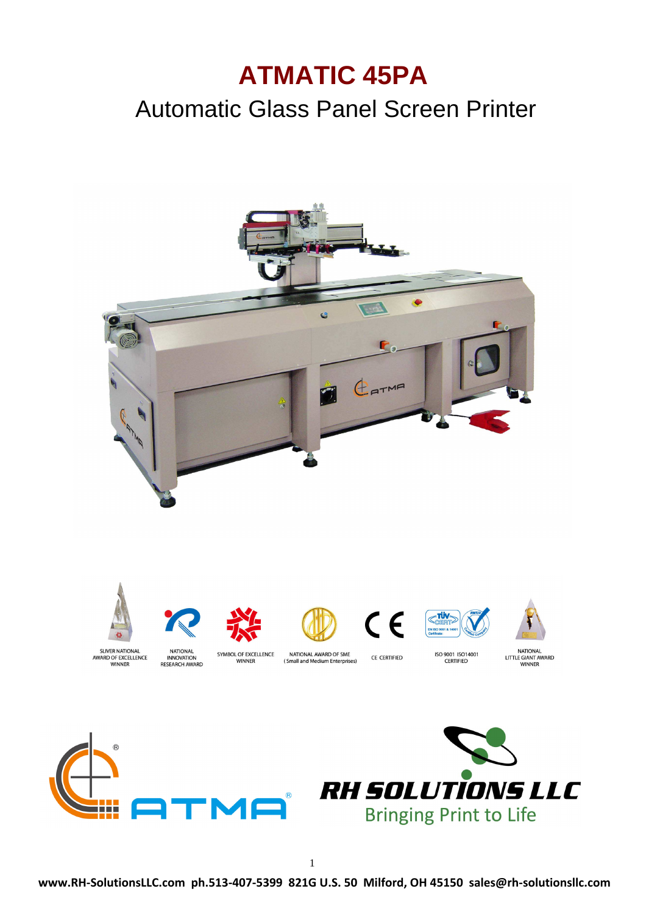# ATMATIC 45PA

## Automatic Glass Panel Screen Printer

SLIVER NATIONAL AWARD OF EXCELLENCE WINNER

NATIONAL INNOVATION RESEARCH AWARD

SYMBOL OF EXCELLENCE WINNER

NATIONAL AWARD OF SME (Small and Medium Enterprises)

CE CERTIFIED

ISO 9001 ISO14001 CERTIFIED

NATIONAL LITTLE GIANT AWARD WINNER

ATMA®

RH SOLUTIONS LLC
Bringing Print to Life

**www.RH-SolutionsLLC.com ph.513-407-5399 821G U.S. 50 Milford, OH 45150 sales@rh-solutionsllc.com**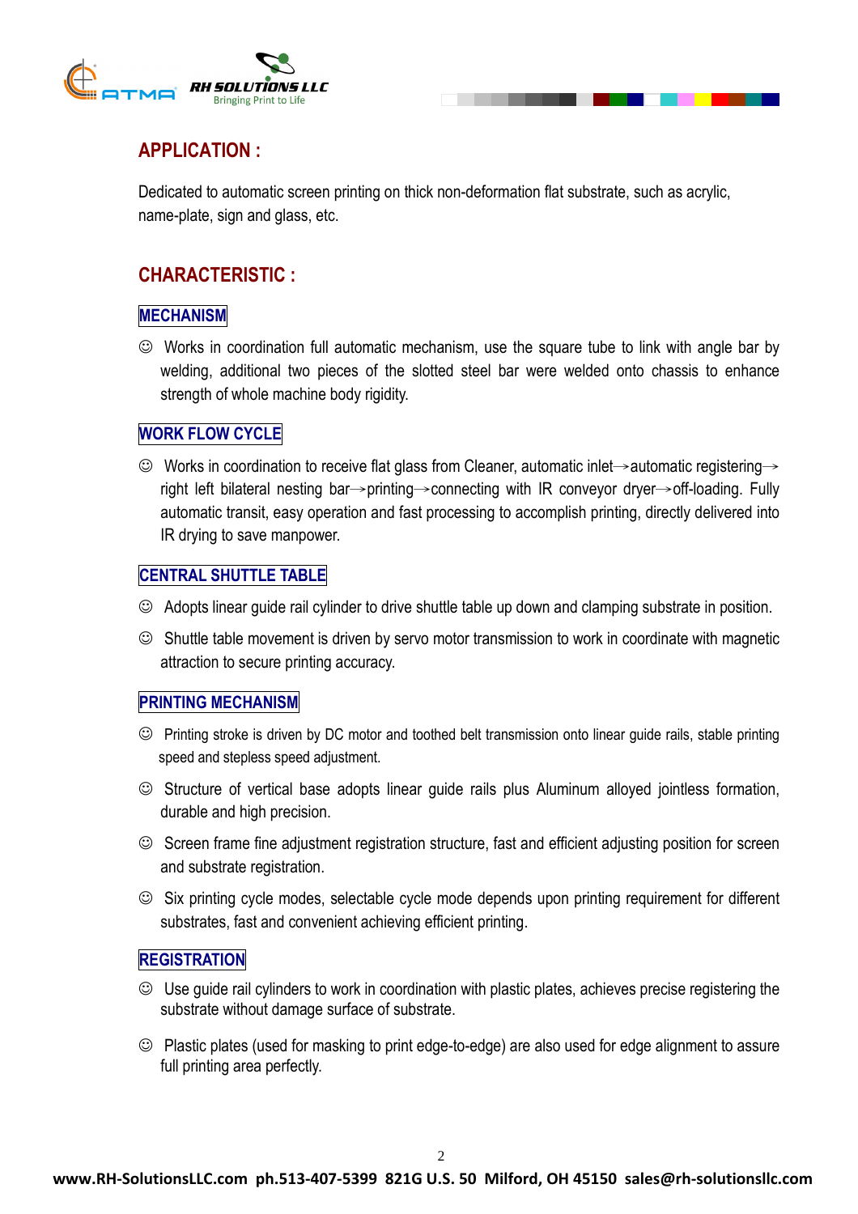## APPLICATION :

Dedicated to automatic screen printing on thick non-deformation flat substrate, such as acrylic, name-plate, sign and glass, etc.

## CHARACTERISTIC :

### MECHANISM

- ☺ Works in coordination full automatic mechanism, use the square tube to link with angle bar by welding, additional two pieces of the slotted steel bar were welded onto chassis to enhance strength of whole machine body rigidity.

### WORK FLOW CYCLE

- ☺ Works in coordination to receive flat glass from Cleaner, automatic inlet→automatic registering→right left bilateral nesting bar→printing→connecting with IR conveyor dryer→off-loading. Fully automatic transit, easy operation and fast processing to accomplish printing, directly delivered into IR drying to save manpower.

### CENTRAL SHUTTLE TABLE

- ☺ Adopts linear guide rail cylinder to drive shuttle table up down and clamping substrate in position.
- ☺ Shuttle table movement is driven by servo motor transmission to work in coordinate with magnetic attraction to secure printing accuracy.

### PRINTING MECHANISM

- ☺ Printing stroke is driven by DC motor and toothed belt transmission onto linear guide rails, stable printing speed and stepless speed adjustment.
- ☺ Structure of vertical base adopts linear guide rails plus Aluminum alloyed jointless formation, durable and high precision.
- ☺ Screen frame fine adjustment registration structure, fast and efficient adjusting position for screen and substrate registration.
- ☺ Six printing cycle modes, selectable cycle mode depends upon printing requirement for different substrates, fast and convenient achieving efficient printing.

### REGISTRATION

- ☺ Use guide rail cylinders to work in coordination with plastic plates, achieves precise registering the substrate without damage surface of substrate.
- ☺ Plastic plates (used for masking to print edge-to-edge) are also used for edge alignment to assure full printing area perfectly.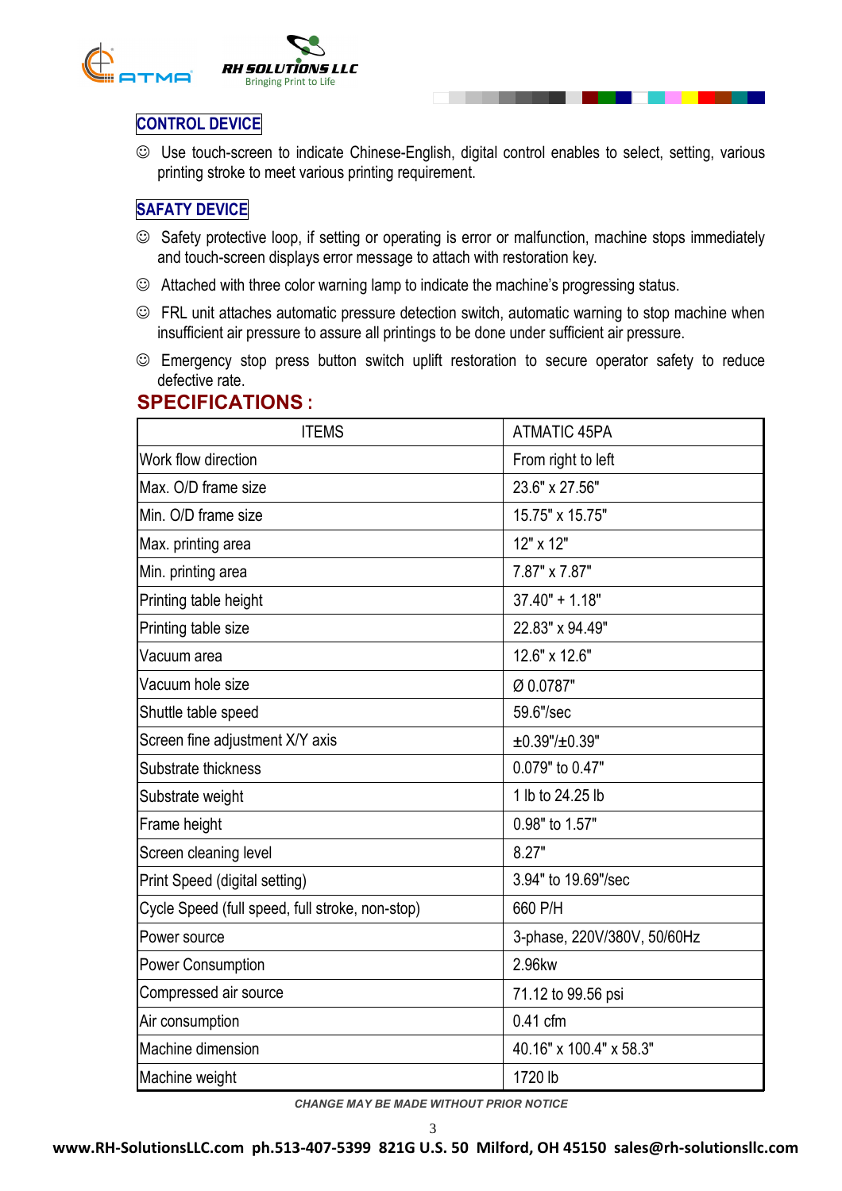## CONTROL DEVICE

☺ Use touch-screen to indicate Chinese-English, digital control enables to select, setting, various printing stroke to meet various printing requirement.

## SAFATY DEVICE

☺ Safety protective loop, if setting or operating is error or malfunction, machine stops immediately and touch-screen displays error message to attach with restoration key.

☺ Attached with three color warning lamp to indicate the machine's progressing status.

☺ FRL unit attaches automatic pressure detection switch, automatic warning to stop machine when insufficient air pressure to assure all printings to be done under sufficient air pressure.

☺ Emergency stop press button switch uplift restoration to secure operator safety to reduce defective rate.

# SPECIFICATIONS :

| ITEMS | ATMATIC 45PA |
|---|---|
| Work flow direction | From right to left |
| Max. O/D frame size | 23.6" x 27.56" |
| Min. O/D frame size | 15.75" x 15.75" |
| Max. printing area | 12" x 12" |
| Min. printing area | 7.87" x 7.87" |
| Printing table height | 37.40" + 1.18" |
| Printing table size | 22.83" x 94.49" |
| Vacuum area | 12.6" x 12.6" |
| Vacuum hole size | Ø 0.0787" |
| Shuttle table speed | 59.6"/sec |
| Screen fine adjustment X/Y axis | ±0.39"/±0.39" |
| Substrate thickness | 0.079" to 0.47" |
| Substrate weight | 1 lb to 24.25 lb |
| Frame height | 0.98" to 1.57" |
| Screen cleaning level | 8.27" |
| Print Speed (digital setting) | 3.94" to 19.69"/sec |
| Cycle Speed (full speed, full stroke, non-stop) | 660 P/H |
| Power source | 3-phase, 220V/380V, 50/60Hz |
| Power Consumption | 2.96kw |
| Compressed air source | 71.12 to 99.56 psi |
| Air consumption | 0.41 cfm |
| Machine dimension | 40.16" x 100.4" x 58.3" |
| Machine weight | 1720 lb |

*CHANGE MAY BE MADE WITHOUT PRIOR NOTICE*